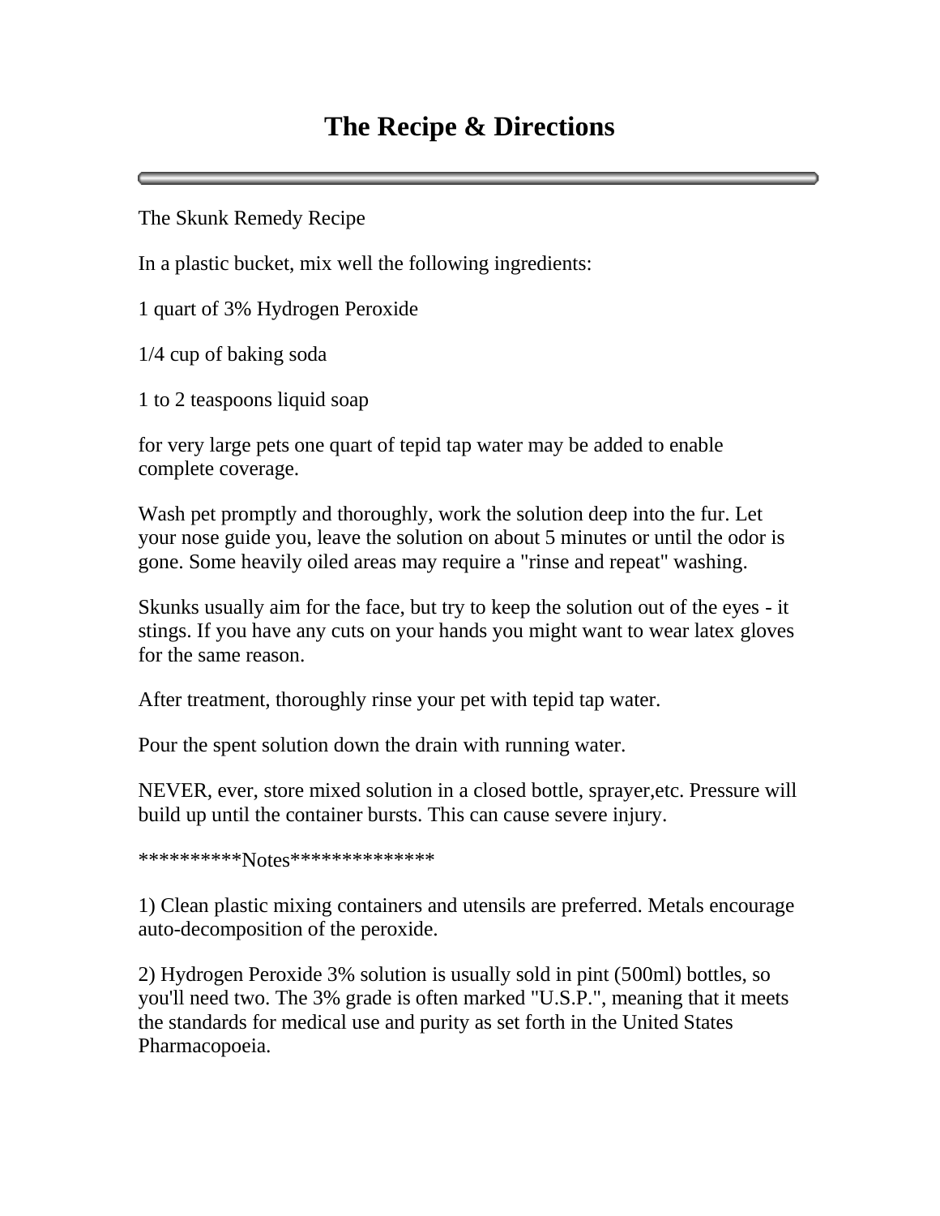# The Recipe & Directions

---

The Skunk Remedy Recipe

In a plastic bucket, mix well the following ingredients:

1 quart of 3% Hydrogen Peroxide

1/4 cup of baking soda

1 to 2 teaspoons liquid soap

for very large pets one quart of tepid tap water may be added to enable complete coverage.

Wash pet promptly and thoroughly, work the solution deep into the fur. Let your nose guide you, leave the solution on about 5 minutes or until the odor is gone. Some heavily oiled areas may require a "rinse and repeat" washing.

Skunks usually aim for the face, but try to keep the solution out of the eyes - it stings. If you have any cuts on your hands you might want to wear latex gloves for the same reason.

After treatment, thoroughly rinse your pet with tepid tap water.

Pour the spent solution down the drain with running water.

NEVER, ever, store mixed solution in a closed bottle, sprayer,etc. Pressure will build up until the container bursts. This can cause severe injury.

**********Notes**************

1) Clean plastic mixing containers and utensils are preferred. Metals encourage auto-decomposition of the peroxide.

2) Hydrogen Peroxide 3% solution is usually sold in pint (500ml) bottles, so you'll need two. The 3% grade is often marked "U.S.P.", meaning that it meets the standards for medical use and purity as set forth in the United States Pharmacopoeia.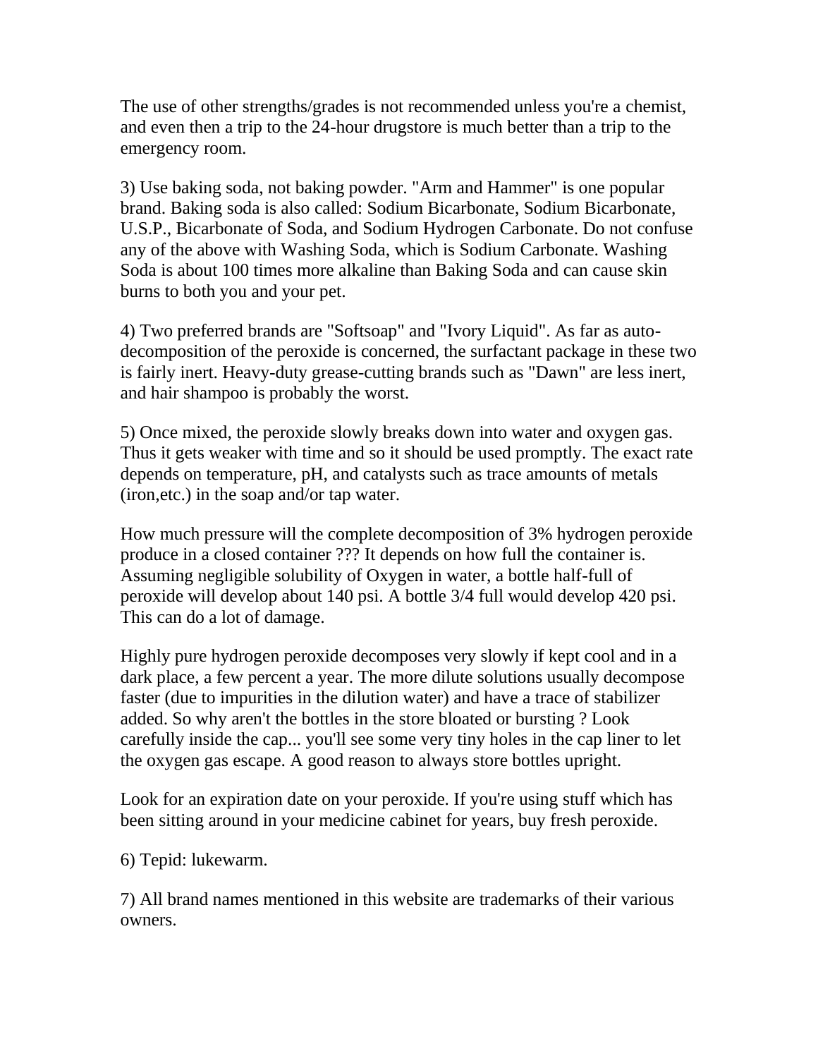The use of other strengths/grades is not recommended unless you're a chemist, and even then a trip to the 24-hour drugstore is much better than a trip to the emergency room.

3) Use baking soda, not baking powder. "Arm and Hammer" is one popular brand. Baking soda is also called: Sodium Bicarbonate, Sodium Bicarbonate, U.S.P., Bicarbonate of Soda, and Sodium Hydrogen Carbonate. Do not confuse any of the above with Washing Soda, which is Sodium Carbonate. Washing Soda is about 100 times more alkaline than Baking Soda and can cause skin burns to both you and your pet.

4) Two preferred brands are "Softsoap" and "Ivory Liquid". As far as auto-decomposition of the peroxide is concerned, the surfactant package in these two is fairly inert. Heavy-duty grease-cutting brands such as "Dawn" are less inert, and hair shampoo is probably the worst.

5) Once mixed, the peroxide slowly breaks down into water and oxygen gas. Thus it gets weaker with time and so it should be used promptly. The exact rate depends on temperature, pH, and catalysts such as trace amounts of metals (iron,etc.) in the soap and/or tap water.

How much pressure will the complete decomposition of 3% hydrogen peroxide produce in a closed container ??? It depends on how full the container is. Assuming negligible solubility of Oxygen in water, a bottle half-full of peroxide will develop about 140 psi. A bottle 3/4 full would develop 420 psi. This can do a lot of damage.

Highly pure hydrogen peroxide decomposes very slowly if kept cool and in a dark place, a few percent a year. The more dilute solutions usually decompose faster (due to impurities in the dilution water) and have a trace of stabilizer added. So why aren't the bottles in the store bloated or bursting ? Look carefully inside the cap... you'll see some very tiny holes in the cap liner to let the oxygen gas escape. A good reason to always store bottles upright.

Look for an expiration date on your peroxide. If you're using stuff which has been sitting around in your medicine cabinet for years, buy fresh peroxide.

6) Tepid: lukewarm.

7) All brand names mentioned in this website are trademarks of their various owners.